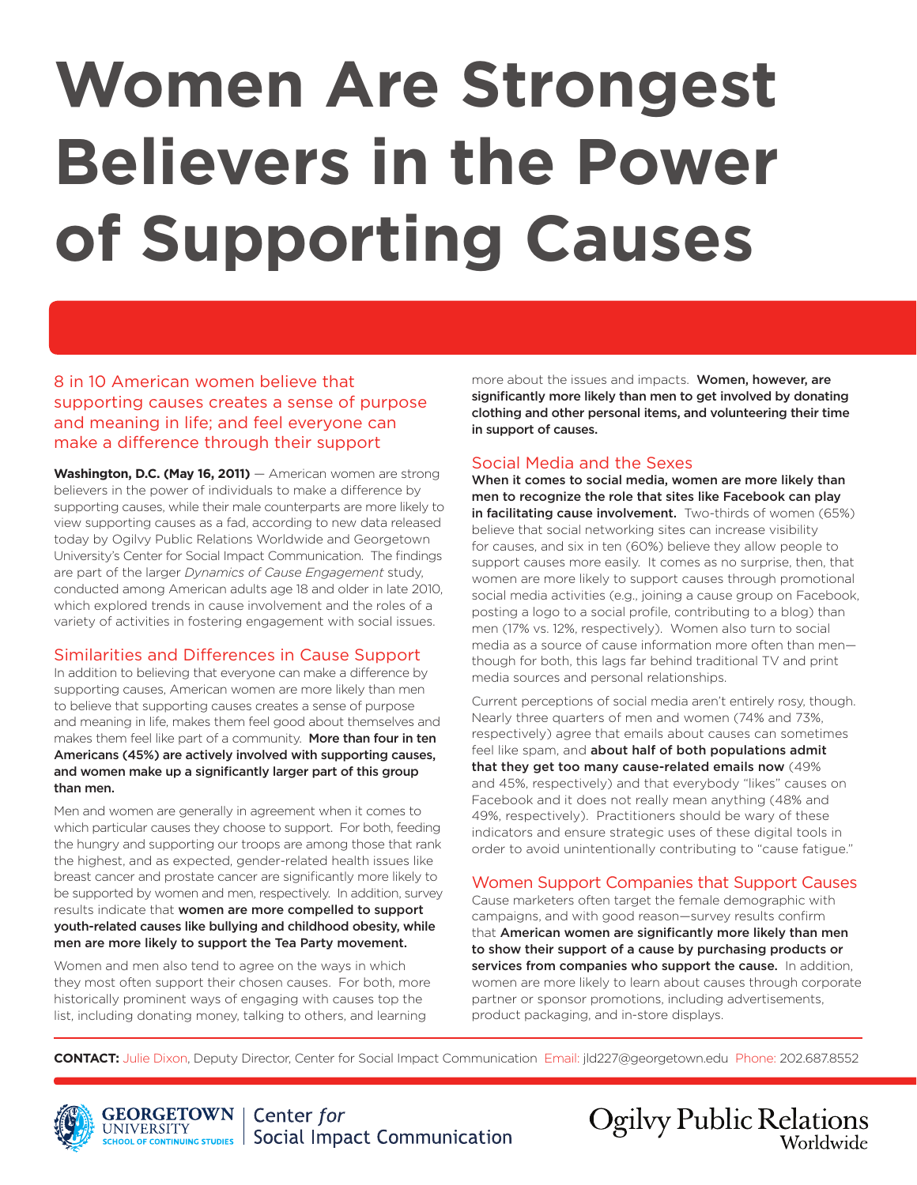# Women Are Strongest Believers in the Power of Supporting Causes

## 8 in 10 American women believe that supporting causes creates a sense of purpose and meaning in life; and feel everyone can make a difference through their support

**Washington, D.C. (May 16, 2011)** — American women are strong believers in the power of individuals to make a difference by supporting causes, while their male counterparts are more likely to view supporting causes as a fad, according to new data released today by Ogilvy Public Relations Worldwide and Georgetown University's Center for Social Impact Communication. The findings are part of the larger *Dynamics of Cause Engagement* study, conducted among American adults age 18 and older in late 2010, which explored trends in cause involvement and the roles of a variety of activities in fostering engagement with social issues.

### Similarities and Differences in Cause Support

In addition to believing that everyone can make a difference by supporting causes, American women are more likely than men to believe that supporting causes creates a sense of purpose and meaning in life, makes them feel good about themselves and makes them feel like part of a community. **More than four in ten Americans (45%) are actively involved with supporting causes, and women make up a significantly larger part of this group than men.**

Men and women are generally in agreement when it comes to which particular causes they choose to support. For both, feeding the hungry and supporting our troops are among those that rank the highest, and as expected, gender-related health issues like breast cancer and prostate cancer are significantly more likely to be supported by women and men, respectively. In addition, survey results indicate that **women are more compelled to support youth-related causes like bullying and childhood obesity, while men are more likely to support the Tea Party movement.**

Women and men also tend to agree on the ways in which they most often support their chosen causes. For both, more historically prominent ways of engaging with causes top the list, including donating money, talking to others, and learning more about the issues and impacts. **Women, however, are significantly more likely than men to get involved by donating clothing and other personal items, and volunteering their time in support of causes.**

### Social Media and the Sexes

**When it comes to social media, women are more likely than men to recognize the role that sites like Facebook can play in facilitating cause involvement.** Two-thirds of women (65%) believe that social networking sites can increase visibility for causes, and six in ten (60%) believe they allow people to support causes more easily. It comes as no surprise, then, that women are more likely to support causes through promotional social media activities (e.g., joining a cause group on Facebook, posting a logo to a social profile, contributing to a blog) than men (17% vs. 12%, respectively). Women also turn to social media as a source of cause information more often than men—though for both, this lags far behind traditional TV and print media sources and personal relationships.

Current perceptions of social media aren't entirely rosy, though. Nearly three quarters of men and women (74% and 73%, respectively) agree that emails about causes can sometimes feel like spam, and **about half of both populations admit that they get too many cause-related emails now** (49% and 45%, respectively) and that everybody "likes" causes on Facebook and it does not really mean anything (48% and 49%, respectively). Practitioners should be wary of these indicators and ensure strategic uses of these digital tools in order to avoid unintentionally contributing to "cause fatigue."

### Women Support Companies that Support Causes

Cause marketers often target the female demographic with campaigns, and with good reason—survey results confirm that **American women are significantly more likely than men to show their support of a cause by purchasing products or services from companies who support the cause.** In addition, women are more likely to learn about causes through corporate partner or sponsor promotions, including advertisements, product packaging, and in-store displays.

**CONTACT:** Julie Dixon, Deputy Director, Center for Social Impact Communication Email: jld227@georgetown.edu Phone: 202.687.8552

Georgetown University School of Continuing Studies | Center *for* Social Impact Communication

Ogilvy Public Relations Worldwide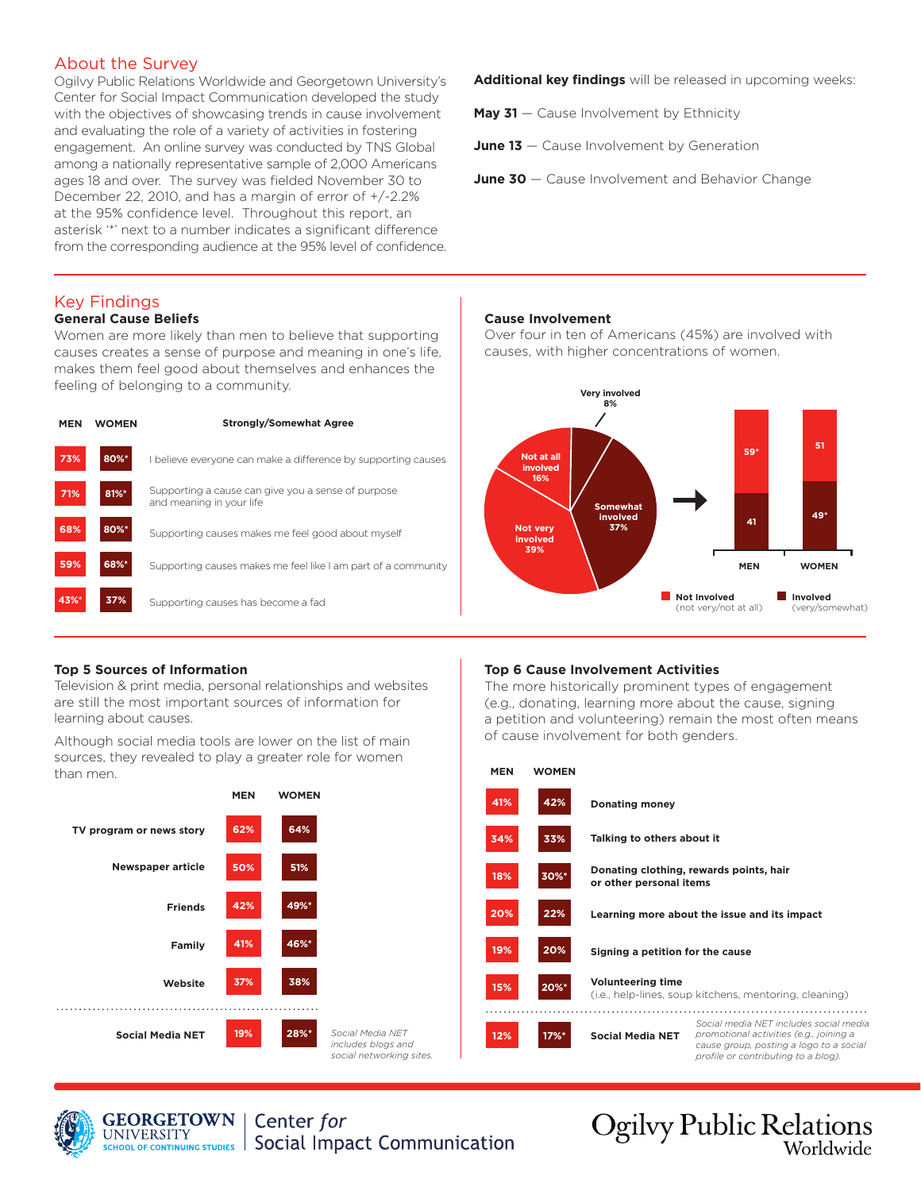## About the Survey

Ogilvy Public Relations Worldwide and Georgetown University's Center for Social Impact Communication developed the study with the objectives of showcasing trends in cause involvement and evaluating the role of a variety of activities in fostering engagement. An online survey was conducted by TNS Global among a nationally representative sample of 2,000 Americans ages 18 and over. The survey was fielded November 30 to December 22, 2010, and has a margin of error of +/-2.2% at the 95% confidence level. Throughout this report, an asterisk '*' next to a number indicates a significant difference from the corresponding audience at the 95% level of confidence.

**Additional key findings** will be released in upcoming weeks:

**May 31** — Cause Involvement by Ethnicity

**June 13** — Cause Involvement by Generation

**June 30** — Cause Involvement and Behavior Change

## Key Findings

### General Cause Beliefs

Women are more likely than men to believe that supporting causes creates a sense of purpose and meaning in one's life, makes them feel good about themselves and enhances the feeling of belonging to a community.

| MEN | WOMEN | Strongly/Somewhat Agree |
|---|---|---|
| 73% | 80%* | I believe everyone can make a difference by supporting causes |
| 71% | 81%* | Supporting a cause can give you a sense of purpose and meaning in your life |
| 68% | 80%* | Supporting causes makes me feel good about myself |
| 59% | 68%* | Supporting causes makes me feel like I am part of a community |
| 43%* | 37% | Supporting causes has become a fad |

### Cause Involvement

Over four in ten of Americans (45%) are involved with causes, with higher concentrations of women.

| Level of involvement | % |
|---|---|
| Very involved | 8% |
| Somewhat involved | 37% |
| Not very involved | 39% |
| Not at all involved | 16% |

| | MEN | WOMEN |
|---|---|---|
| Not Involved (not very/not at all) | 59* | 51 |
| Involved (very/somewhat) | 41 | 49* |

### Top 5 Sources of Information

Television & print media, personal relationships and websites are still the most important sources of information for learning about causes.

Although social media tools are lower on the list of main sources, they revealed to play a greater role for women than men.

| | MEN | WOMEN |
|---|---|---|
| TV program or news story | 62% | 64% |
| Newspaper article | 50% | 51% |
| Friends | 42% | 49%* |
| Family | 41% | 46%* |
| Website | 37% | 38% |
| Social Media NET | 19% | 28%* |

*Social Media NET includes blogs and social networking sites.*

### Top 6 Cause Involvement Activities

The more historically prominent types of engagement (e.g., donating, learning more about the cause, signing a petition and volunteering) remain the most often means of cause involvement for both genders.

| MEN | WOMEN | |
|---|---|---|
| 41% | 42% | Donating money |
| 34% | 33% | Talking to others about it |
| 18% | 30%* | Donating clothing, rewards points, hair or other personal items |
| 20% | 22% | Learning more about the issue and its impact |
| 19% | 20% | Signing a petition for the cause |
| 15% | 20%* | Volunteering time (i.e., help-lines, soup kitchens, mentoring, cleaning) |
| 12% | 17%* | Social Media NET |

*Social media NET includes social media promotional activities (e.g., joining a cause group, posting a logo to a social profile or contributing to a blog).*

Georgetown University School of Continuing Studies | Center *for* Social Impact Communication

Ogilvy Public Relations Worldwide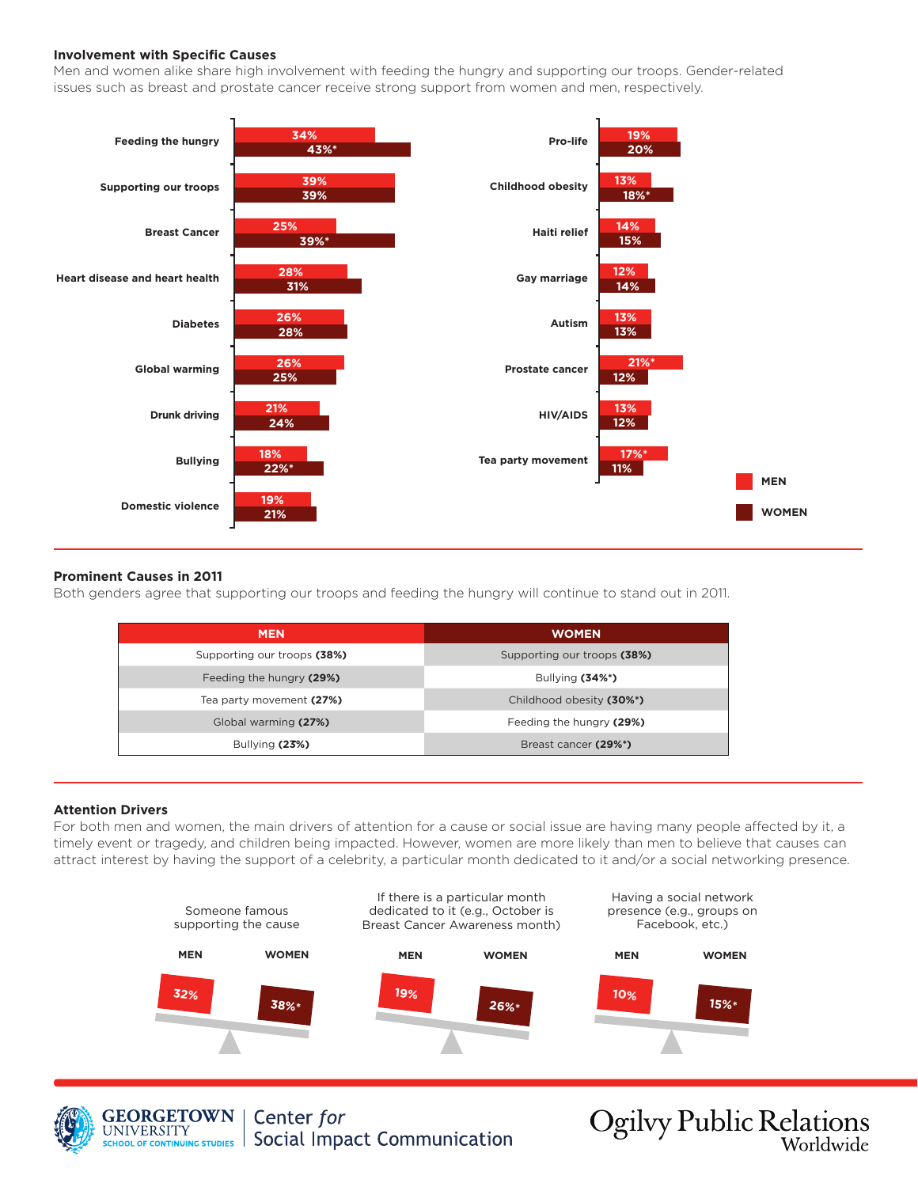### Involvement with Specific Causes

Men and women alike share high involvement with feeding the hungry and supporting our troops. Gender-related issues such as breast and prostate cancer receive strong support from women and men, respectively.

| Cause | Men | Women |
|---|---|---|
| Feeding the hungry | 34% | 43%* |
| Supporting our troops | 39% | 39% |
| Breast Cancer | 25% | 39%* |
| Heart disease and heart health | 28% | 31% |
| Diabetes | 26% | 28% |
| Global warming | 26% | 25% |
| Drunk driving | 21% | 24% |
| Bullying | 18% | 22%* |
| Domestic violence | 19% | 21% |
| Pro-life | 19% | 20% |
| Childhood obesity | 13% | 18%* |
| Haiti relief | 14% | 15% |
| Gay marriage | 12% | 14% |
| Autism | 13% | 13% |
| Prostate cancer | 21%* | 12% |
| HIV/AIDS | 13% | 12% |
| Tea party movement | 17%* | 11% |

### Prominent Causes in 2011

Both genders agree that supporting our troops and feeding the hungry will continue to stand out in 2011.

| MEN | WOMEN |
|---|---|
| Supporting our troops **(38%)** | Supporting our troops **(38%)** |
| Feeding the hungry **(29%)** | Bullying **(34%*)** |
| Tea party movement **(27%)** | Childhood obesity **(30%*)** |
| Global warming **(27%)** | Feeding the hungry **(29%)** |
| Bullying **(23%)** | Breast cancer **(29%*)** |

### Attention Drivers

For both men and women, the main drivers of attention for a cause or social issue are having many people affected by it, a timely event or tragedy, and children being impacted. However, women are more likely than men to believe that causes can attract interest by having the support of a celebrity, a particular month dedicated to it and/or a social networking presence.

| Driver | MEN | WOMEN |
|---|---|---|
| Someone famous supporting the cause | 32% | 38%* |
| If there is a particular month dedicated to it (e.g., October is Breast Cancer Awareness month) | 19% | 26%* |
| Having a social network presence (e.g., groups on Facebook, etc.) | 10% | 15%* |

Georgetown University School of Continuing Studies | Center *for* Social Impact Communication

Ogilvy Public Relations Worldwide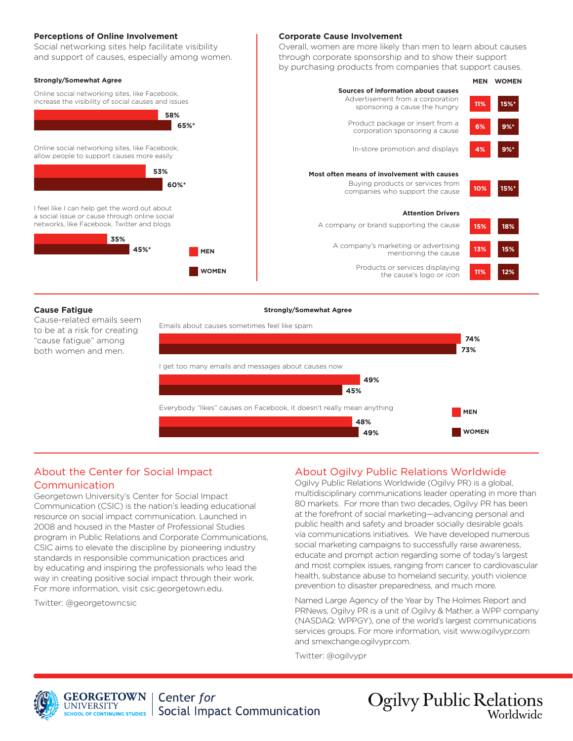## Perceptions of Online Involvement

Social networking sites help facilitate visibility and support of causes, especially among women.

**Strongly/Somewhat Agree**

Online social networking sites, like Facebook, increase the visibility of social causes and issues

58%
65%*

Online social networking sites, like Facebook, allow people to support causes more easily

53%
60%*

I feel like I can help get the word out about a social issue or cause through online social networks, like Facebook, Twitter and blogs

35%
45%*

MEN
WOMEN

## Corporate Cause Involvement

Overall, women are more likely than men to learn about causes through corporate sponsorship and to show their support by purchasing products from companies that support causes.

MEN WOMEN

**Sources of information about causes**

Advertisement from a corporation sponsoring a cause the hungry 11% 15%*

Product package or insert from a corporation sponsoring a cause 6% 9%*

In-store promotion and displays 4% 9%*

**Most often means of involvement with causes**

Buying products or services from companies who support the cause 10% 15%*

**Attention Drivers**

A company or brand supporting the cause 15% 18%

A company's marketing or advertising mentioning the cause 13% 15%

Products or services displaying the cause's logo or icon 11% 12%

## Cause Fatigue

Cause-related emails seem to be at a risk for creating "cause fatigue" among both women and men.

**Strongly/Somewhat Agree**

Emails about causes sometimes feel like spam

74%
73%

I get too many emails and messages about causes now

49%
45%

Everybody "likes" causes on Facebook, it doesn't really mean anything

48%
49%

MEN
WOMEN

## About the Center for Social Impact Communication

Georgetown University's Center for Social Impact Communication (CSIC) is the nation's leading educational resource on social impact communication. Launched in 2008 and housed in the Master of Professional Studies program in Public Relations and Corporate Communications, CSIC aims to elevate the discipline by pioneering industry standards in responsible communication practices and by educating and inspiring the professionals who lead the way in creating positive social impact through their work. For more information, visit csic.georgetown.edu.

Twitter: @georgetowncsic

## About Ogilvy Public Relations Worldwide

Ogilvy Public Relations Worldwide (Ogilvy PR) is a global, multidisciplinary communications leader operating in more than 80 markets. For more than two decades, Ogilvy PR has been at the forefront of social marketing—advancing personal and public health and safety and broader socially desirable goals via communications initiatives. We have developed numerous social marketing campaigns to successfully raise awareness, educate and prompt action regarding some of today's largest and most complex issues, ranging from cancer to cardiovascular health, substance abuse to homeland security, youth violence prevention to disaster preparedness, and much more.

Named Large Agency of the Year by The Holmes Report and PRNews, Ogilvy PR is a unit of Ogilvy & Mather, a WPP company (NASDAQ: WPPGY), one of the world's largest communications services groups. For more information, visit www.ogilvypr.com and smexchange.ogilvypr.com.

Twitter: @ogilvypr

GEORGETOWN UNIVERSITY SCHOOL OF CONTINUING STUDIES | Center *for* Social Impact Communication

Ogilvy Public Relations Worldwide